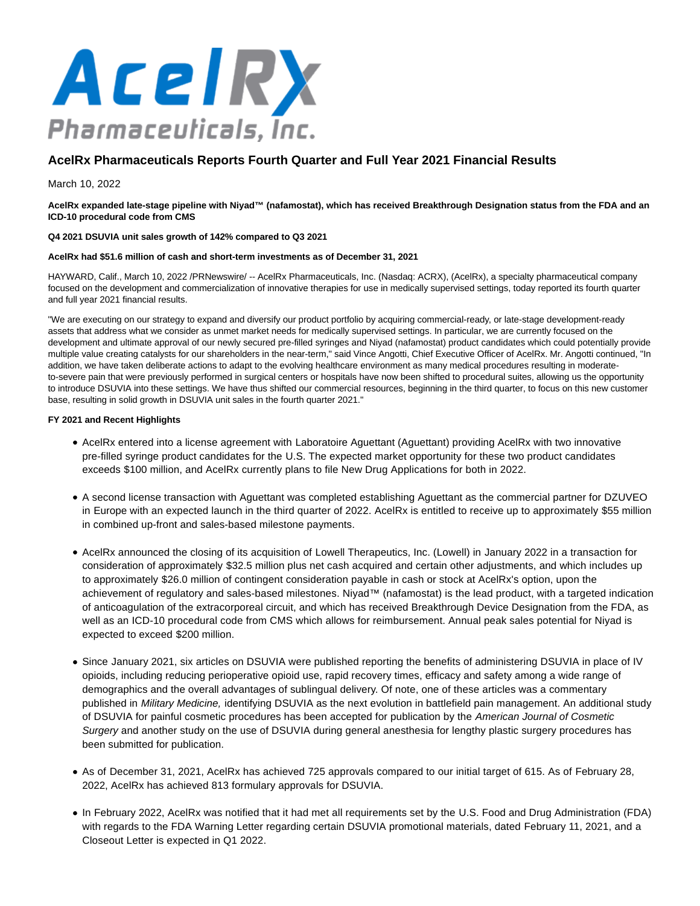# AcelRx Pharmaceuticals Reports Fourth Quarter and Full Year 2021 Financial Results

March 10, 2022

**AcelRx expanded late-stage pipeline with Niyad™ (nafamostat), which has received Breakthrough Designation status from the FDA and an ICD-10 procedural code from CMS**

**Q4 2021 DSUVIA unit sales growth of 142% compared to Q3 2021**

**AcelRx had $51.6 million of cash and short-term investments as of December 31, 2021**

HAYWARD, Calif., March 10, 2022 /PRNewswire/ -- AcelRx Pharmaceuticals, Inc. (Nasdaq: ACRX), (AcelRx), a specialty pharmaceutical company focused on the development and commercialization of innovative therapies for use in medically supervised settings, today reported its fourth quarter and full year 2021 financial results.

"We are executing on our strategy to expand and diversify our product portfolio by acquiring commercial-ready, or late-stage development-ready assets that address what we consider as unmet market needs for medically supervised settings. In particular, we are currently focused on the development and ultimate approval of our newly secured pre-filled syringes and Niyad (nafamostat) product candidates which could potentially provide multiple value creating catalysts for our shareholders in the near-term," said Vince Angotti, Chief Executive Officer of AcelRx. Mr. Angotti continued, "In addition, we have taken deliberate actions to adapt to the evolving healthcare environment as many medical procedures resulting in moderate-to-severe pain that were previously performed in surgical centers or hospitals have now been shifted to procedural suites, allowing us the opportunity to introduce DSUVIA into these settings. We have thus shifted our commercial resources, beginning in the third quarter, to focus on this new customer base, resulting in solid growth in DSUVIA unit sales in the fourth quarter 2021."

**FY 2021 and Recent Highlights**

- AcelRx entered into a license agreement with Laboratoire Aguettant (Aguettant) providing AcelRx with two innovative pre-filled syringe product candidates for the U.S. The expected market opportunity for these two product candidates exceeds $100 million, and AcelRx currently plans to file New Drug Applications for both in 2022.
- A second license transaction with Aguettant was completed establishing Aguettant as the commercial partner for DZUVEO in Europe with an expected launch in the third quarter of 2022. AcelRx is entitled to receive up to approximately $55 million in combined up-front and sales-based milestone payments.
- AcelRx announced the closing of its acquisition of Lowell Therapeutics, Inc. (Lowell) in January 2022 in a transaction for consideration of approximately $32.5 million plus net cash acquired and certain other adjustments, and which includes up to approximately $26.0 million of contingent consideration payable in cash or stock at AcelRx's option, upon the achievement of regulatory and sales-based milestones. Niyad™ (nafamostat) is the lead product, with a targeted indication of anticoagulation of the extracorporeal circuit, and which has received Breakthrough Device Designation from the FDA, as well as an ICD-10 procedural code from CMS which allows for reimbursement. Annual peak sales potential for Niyad is expected to exceed $200 million.
- Since January 2021, six articles on DSUVIA were published reporting the benefits of administering DSUVIA in place of IV opioids, including reducing perioperative opioid use, rapid recovery times, efficacy and safety among a wide range of demographics and the overall advantages of sublingual delivery. Of note, one of these articles was a commentary published in *Military Medicine,* identifying DSUVIA as the next evolution in battlefield pain management. An additional study of DSUVIA for painful cosmetic procedures has been accepted for publication by the *American Journal of Cosmetic Surgery* and another study on the use of DSUVIA during general anesthesia for lengthy plastic surgery procedures has been submitted for publication.
- As of December 31, 2021, AcelRx has achieved 725 approvals compared to our initial target of 615. As of February 28, 2022, AcelRx has achieved 813 formulary approvals for DSUVIA.
- In February 2022, AcelRx was notified that it had met all requirements set by the U.S. Food and Drug Administration (FDA) with regards to the FDA Warning Letter regarding certain DSUVIA promotional materials, dated February 11, 2021, and a Closeout Letter is expected in Q1 2022.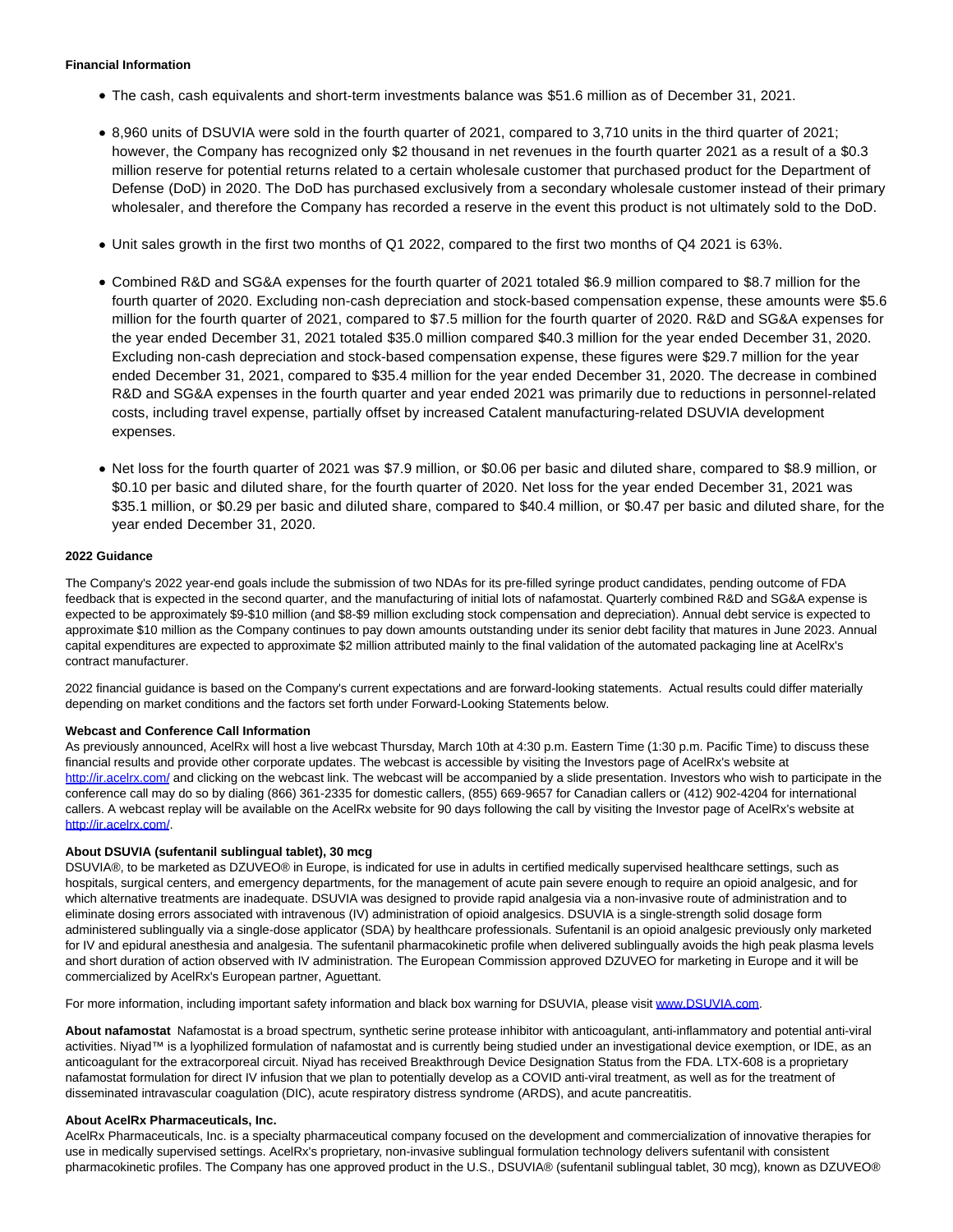**Financial Information**

- The cash, cash equivalents and short-term investments balance was $51.6 million as of December 31, 2021.
- 8,960 units of DSUVIA were sold in the fourth quarter of 2021, compared to 3,710 units in the third quarter of 2021; however, the Company has recognized only $2 thousand in net revenues in the fourth quarter 2021 as a result of a $0.3 million reserve for potential returns related to a certain wholesale customer that purchased product for the Department of Defense (DoD) in 2020. The DoD has purchased exclusively from a secondary wholesale customer instead of their primary wholesaler, and therefore the Company has recorded a reserve in the event this product is not ultimately sold to the DoD.
- Unit sales growth in the first two months of Q1 2022, compared to the first two months of Q4 2021 is 63%.
- Combined R&D and SG&A expenses for the fourth quarter of 2021 totaled $6.9 million compared to $8.7 million for the fourth quarter of 2020. Excluding non-cash depreciation and stock-based compensation expense, these amounts were $5.6 million for the fourth quarter of 2021, compared to $7.5 million for the fourth quarter of 2020. R&D and SG&A expenses for the year ended December 31, 2021 totaled $35.0 million compared $40.3 million for the year ended December 31, 2020. Excluding non-cash depreciation and stock-based compensation expense, these figures were $29.7 million for the year ended December 31, 2021, compared to $35.4 million for the year ended December 31, 2020. The decrease in combined R&D and SG&A expenses in the fourth quarter and year ended 2021 was primarily due to reductions in personnel-related costs, including travel expense, partially offset by increased Catalent manufacturing-related DSUVIA development expenses.
- Net loss for the fourth quarter of 2021 was $7.9 million, or $0.06 per basic and diluted share, compared to $8.9 million, or $0.10 per basic and diluted share, for the fourth quarter of 2020. Net loss for the year ended December 31, 2021 was $35.1 million, or $0.29 per basic and diluted share, compared to $40.4 million, or $0.47 per basic and diluted share, for the year ended December 31, 2020.

**2022 Guidance**

The Company's 2022 year-end goals include the submission of two NDAs for its pre-filled syringe product candidates, pending outcome of FDA feedback that is expected in the second quarter, and the manufacturing of initial lots of nafamostat. Quarterly combined R&D and SG&A expense is expected to be approximately $9-$10 million (and $8-$9 million excluding stock compensation and depreciation). Annual debt service is expected to approximate $10 million as the Company continues to pay down amounts outstanding under its senior debt facility that matures in June 2023. Annual capital expenditures are expected to approximate $2 million attributed mainly to the final validation of the automated packaging line at AcelRx's contract manufacturer.

2022 financial guidance is based on the Company's current expectations and are forward-looking statements. Actual results could differ materially depending on market conditions and the factors set forth under Forward-Looking Statements below.

**Webcast and Conference Call Information**

As previously announced, AcelRx will host a live webcast Thursday, March 10th at 4:30 p.m. Eastern Time (1:30 p.m. Pacific Time) to discuss these financial results and provide other corporate updates. The webcast is accessible by visiting the Investors page of AcelRx's website at http://ir.acelrx.com/ and clicking on the webcast link. The webcast will be accompanied by a slide presentation. Investors who wish to participate in the conference call may do so by dialing (866) 361-2335 for domestic callers, (855) 669-9657 for Canadian callers or (412) 902-4204 for international callers. A webcast replay will be available on the AcelRx website for 90 days following the call by visiting the Investor page of AcelRx's website at http://ir.acelrx.com/.

**About DSUVIA (sufentanil sublingual tablet), 30 mcg**

DSUVIA®, to be marketed as DZUVEO® in Europe, is indicated for use in adults in certified medically supervised healthcare settings, such as hospitals, surgical centers, and emergency departments, for the management of acute pain severe enough to require an opioid analgesic, and for which alternative treatments are inadequate. DSUVIA was designed to provide rapid analgesia via a non-invasive route of administration and to eliminate dosing errors associated with intravenous (IV) administration of opioid analgesics. DSUVIA is a single-strength solid dosage form administered sublingually via a single-dose applicator (SDA) by healthcare professionals. Sufentanil is an opioid analgesic previously only marketed for IV and epidural anesthesia and analgesia. The sufentanil pharmacokinetic profile when delivered sublingually avoids the high peak plasma levels and short duration of action observed with IV administration. The European Commission approved DZUVEO for marketing in Europe and it will be commercialized by AcelRx's European partner, Aguettant.

For more information, including important safety information and black box warning for DSUVIA, please visit www.DSUVIA.com.

**About nafamostat** Nafamostat is a broad spectrum, synthetic serine protease inhibitor with anticoagulant, anti-inflammatory and potential anti-viral activities. Niyad™ is a lyophilized formulation of nafamostat and is currently being studied under an investigational device exemption, or IDE, as an anticoagulant for the extracorporeal circuit. Niyad has received Breakthrough Device Designation Status from the FDA. LTX-608 is a proprietary nafamostat formulation for direct IV infusion that we plan to potentially develop as a COVID anti-viral treatment, as well as for the treatment of disseminated intravascular coagulation (DIC), acute respiratory distress syndrome (ARDS), and acute pancreatitis.

**About AcelRx Pharmaceuticals, Inc.**

AcelRx Pharmaceuticals, Inc. is a specialty pharmaceutical company focused on the development and commercialization of innovative therapies for use in medically supervised settings. AcelRx's proprietary, non-invasive sublingual formulation technology delivers sufentanil with consistent pharmacokinetic profiles. The Company has one approved product in the U.S., DSUVIA® (sufentanil sublingual tablet, 30 mcg), known as DZUVEO®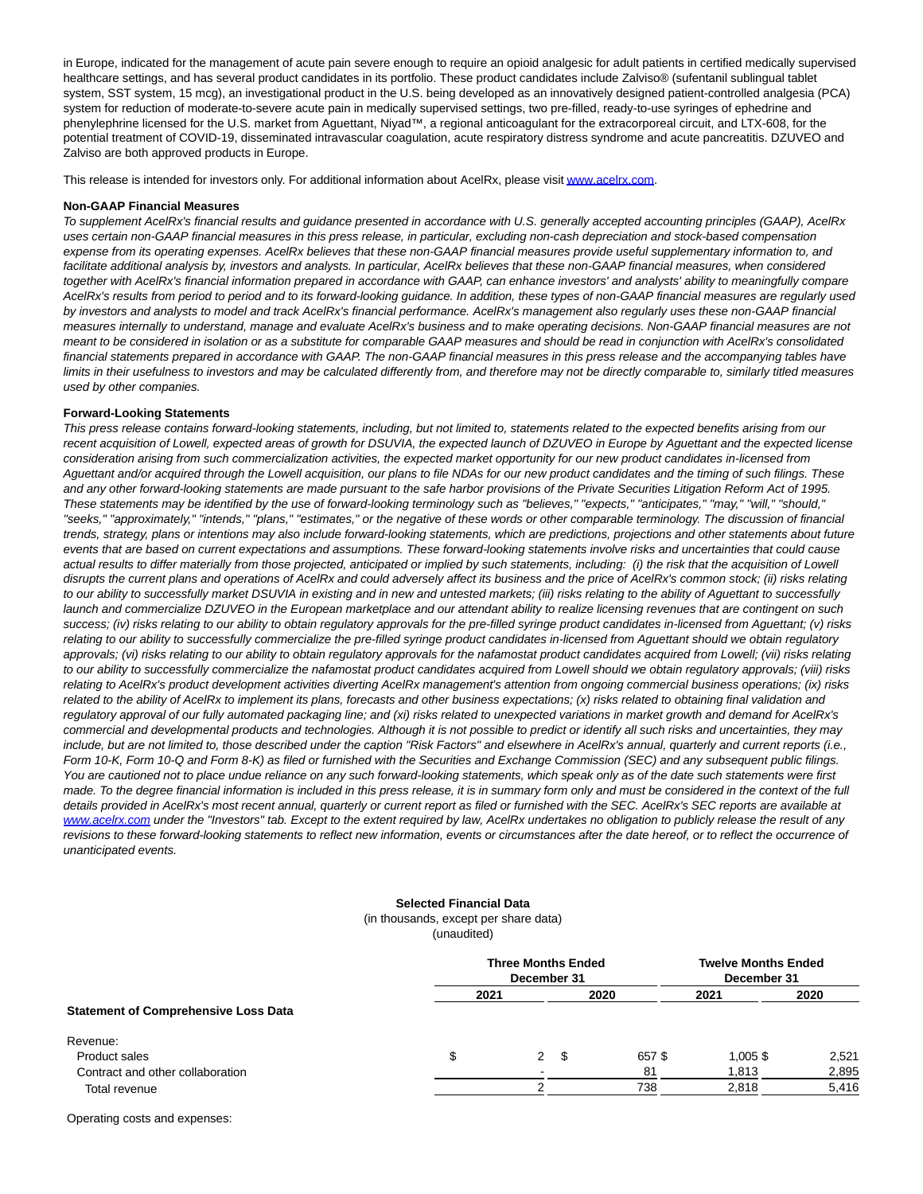in Europe, indicated for the management of acute pain severe enough to require an opioid analgesic for adult patients in certified medically supervised healthcare settings, and has several product candidates in its portfolio. These product candidates include Zalviso® (sufentanil sublingual tablet system, SST system, 15 mcg), an investigational product in the U.S. being developed as an innovatively designed patient-controlled analgesia (PCA) system for reduction of moderate-to-severe acute pain in medically supervised settings, two pre-filled, ready-to-use syringes of ephedrine and phenylephrine licensed for the U.S. market from Aguettant, Niyad™, a regional anticoagulant for the extracorporeal circuit, and LTX-608, for the potential treatment of COVID-19, disseminated intravascular coagulation, acute respiratory distress syndrome and acute pancreatitis. DZUVEO and Zalviso are both approved products in Europe.

This release is intended for investors only. For additional information about AcelRx, please visit www.acelrx.com.

**Non-GAAP Financial Measures**

*To supplement AcelRx's financial results and guidance presented in accordance with U.S. generally accepted accounting principles (GAAP), AcelRx uses certain non-GAAP financial measures in this press release, in particular, excluding non-cash depreciation and stock-based compensation expense from its operating expenses. AcelRx believes that these non-GAAP financial measures provide useful supplementary information to, and facilitate additional analysis by, investors and analysts. In particular, AcelRx believes that these non-GAAP financial measures, when considered together with AcelRx's financial information prepared in accordance with GAAP, can enhance investors' and analysts' ability to meaningfully compare AcelRx's results from period to period and to its forward-looking guidance. In addition, these types of non-GAAP financial measures are regularly used by investors and analysts to model and track AcelRx's financial performance. AcelRx's management also regularly uses these non-GAAP financial measures internally to understand, manage and evaluate AcelRx's business and to make operating decisions. Non-GAAP financial measures are not meant to be considered in isolation or as a substitute for comparable GAAP measures and should be read in conjunction with AcelRx's consolidated financial statements prepared in accordance with GAAP. The non-GAAP financial measures in this press release and the accompanying tables have limits in their usefulness to investors and may be calculated differently from, and therefore may not be directly comparable to, similarly titled measures used by other companies.*

**Forward-Looking Statements**

*This press release contains forward-looking statements, including, but not limited to, statements related to the expected benefits arising from our recent acquisition of Lowell, expected areas of growth for DSUVIA, the expected launch of DZUVEO in Europe by Aguettant and the expected license consideration arising from such commercialization activities, the expected market opportunity for our new product candidates in-licensed from Aguettant and/or acquired through the Lowell acquisition, our plans to file NDAs for our new product candidates and the timing of such filings. These and any other forward-looking statements are made pursuant to the safe harbor provisions of the Private Securities Litigation Reform Act of 1995. These statements may be identified by the use of forward-looking terminology such as "believes," "expects," "anticipates," "may," "will," "should," "seeks," "approximately," "intends," "plans," "estimates," or the negative of these words or other comparable terminology. The discussion of financial trends, strategy, plans or intentions may also include forward-looking statements, which are predictions, projections and other statements about future events that are based on current expectations and assumptions. These forward-looking statements involve risks and uncertainties that could cause actual results to differ materially from those projected, anticipated or implied by such statements, including: (i) the risk that the acquisition of Lowell disrupts the current plans and operations of AcelRx and could adversely affect its business and the price of AcelRx's common stock; (ii) risks relating to our ability to successfully market DSUVIA in existing and in new and untested markets; (iii) risks relating to the ability of Aguettant to successfully launch and commercialize DZUVEO in the European marketplace and our attendant ability to realize licensing revenues that are contingent on such success; (iv) risks relating to our ability to obtain regulatory approvals for the pre-filled syringe product candidates in-licensed from Aguettant; (v) risks relating to our ability to successfully commercialize the pre-filled syringe product candidates in-licensed from Aguettant should we obtain regulatory approvals; (vi) risks relating to our ability to obtain regulatory approvals for the nafamostat product candidates acquired from Lowell; (vii) risks relating to our ability to successfully commercialize the nafamostat product candidates acquired from Lowell should we obtain regulatory approvals; (viii) risks relating to AcelRx's product development activities diverting AcelRx management's attention from ongoing commercial business operations; (ix) risks related to the ability of AcelRx to implement its plans, forecasts and other business expectations; (x) risks related to obtaining final validation and regulatory approval of our fully automated packaging line; and (xi) risks related to unexpected variations in market growth and demand for AcelRx's commercial and developmental products and technologies. Although it is not possible to predict or identify all such risks and uncertainties, they may include, but are not limited to, those described under the caption "Risk Factors" and elsewhere in AcelRx's annual, quarterly and current reports (i.e., Form 10-K, Form 10-Q and Form 8-K) as filed or furnished with the Securities and Exchange Commission (SEC) and any subsequent public filings. You are cautioned not to place undue reliance on any such forward-looking statements, which speak only as of the date such statements were first made. To the degree financial information is included in this press release, it is in summary form only and must be considered in the context of the full details provided in AcelRx's most recent annual, quarterly or current reports as filed or furnished with the SEC. AcelRx's SEC reports are available at www.acelrx.com under the "Investors" tab. Except to the extent required by law, AcelRx undertakes no obligation to publicly release the result of any revisions to these forward-looking statements to reflect new information, events or circumstances after the date hereof, or to reflect the occurrence of unanticipated events.*

**Selected Financial Data**
(in thousands, except per share data)
(unaudited)

| | Three Months Ended December 31 | | Twelve Months Ended December 31 | |
|---|---|---|---|---|
| | 2021 | 2020 | 2021 | 2020 |
| **Statement of Comprehensive Loss Data** | | | | |
| Revenue: | | | | |
| Product sales | $ 2 | $ 657 | $ 1,005 | $ 2,521 |
| Contract and other collaboration | - | 81 | 1,813 | 2,895 |
| Total revenue | 2 | 738 | 2,818 | 5,416 |
| Operating costs and expenses: | | | | |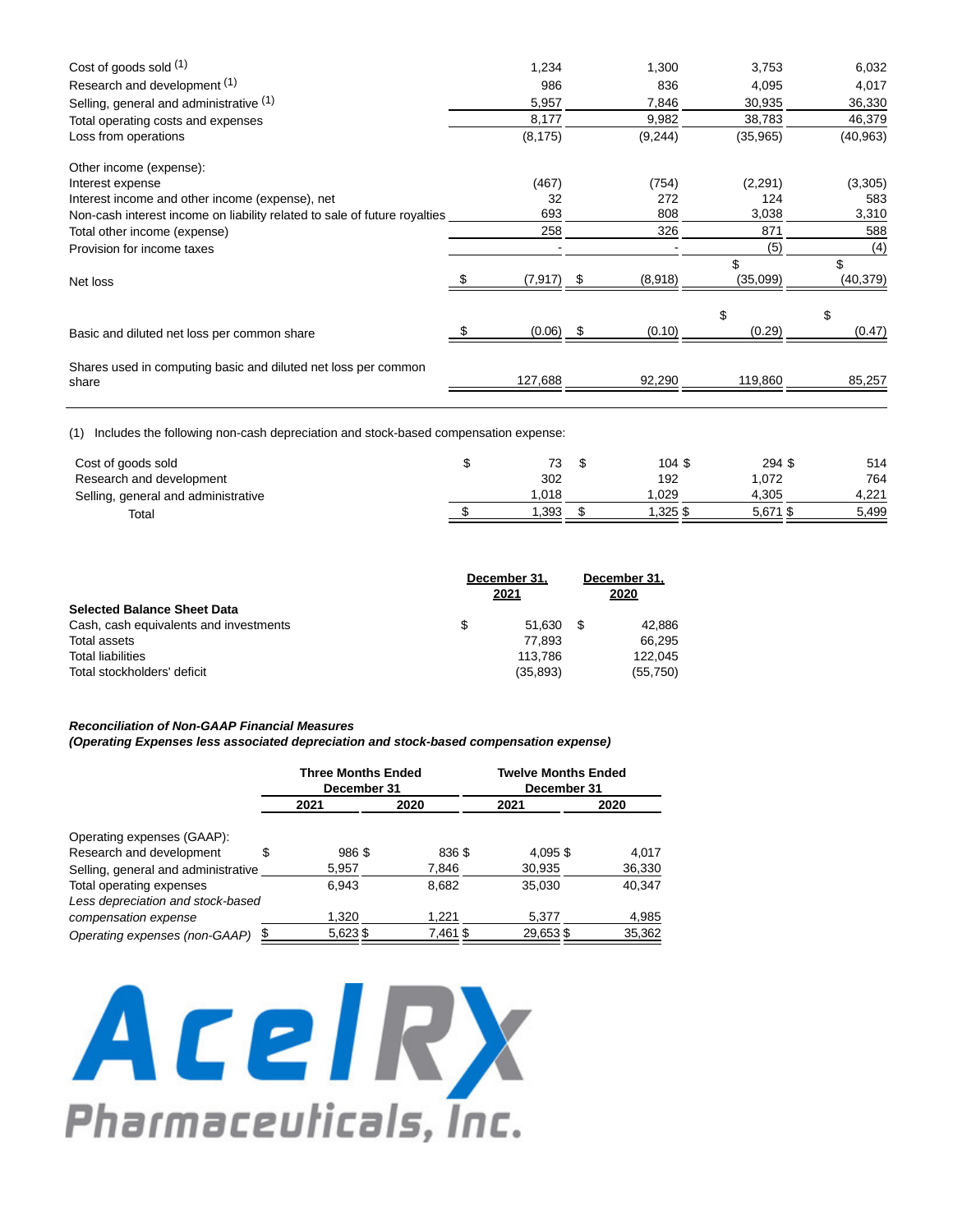| | | | | |
|---|---|---|---|---|
| Cost of goods sold [(1)] | 1,234 | 1,300 | 3,753 | 6,032 |
| Research and development [(1)] | 986 | 836 | 4,095 | 4,017 |
| Selling, general and administrative [(1)] | 5,957 | 7,846 | 30,935 | 36,330 |
| Total operating costs and expenses | 8,177 | 9,982 | 38,783 | 46,379 |
| Loss from operations | (8,175) | (9,244) | (35,965) | (40,963) |
| Other income (expense): | | | | |
| Interest expense | (467) | (754) | (2,291) | (3,305) |
| Interest income and other income (expense), net | 32 | 272 | 124 | 583 |
| Non-cash interest income on liability related to sale of future royalties | 693 | 808 | 3,038 | 3,310 |
| Total other income (expense) | 258 | 326 | 871 | 588 |
| Provision for income taxes | - | - | (5) | (4) |
| Net loss | $ (7,917) | $ (8,918) | $ (35,099) | $ (40,379) |
| Basic and diluted net loss per common share | $ (0.06) | $ (0.10) | $ (0.29) | $ (0.47) |
| Shares used in computing basic and diluted net loss per common share | 127,688 | 92,290 | 119,860 | 85,257 |

(1) Includes the following non-cash depreciation and stock-based compensation expense:

| | | | | |
|---|---|---|---|---|
| Cost of goods sold | $ 73 | $ 104 | $ 294 | $ 514 |
| Research and development | 302 | 192 | 1,072 | 764 |
| Selling, general and administrative | 1,018 | 1,029 | 4,305 | 4,221 |
| Total | $ 1,393 | $ 1,325 | $ 5,671 | $ 5,499 |

| | December 31, 2021 | December 31, 2020 |
|---|---|---|
| **Selected Balance Sheet Data** | | |
| Cash, cash equivalents and investments | $ 51,630 | $ 42,886 |
| Total assets | 77,893 | 66,295 |
| Total liabilities | 113,786 | 122,045 |
| Total stockholders' deficit | (35,893) | (55,750) |

***Reconciliation of Non-GAAP Financial Measures***
***(Operating Expenses less associated depreciation and stock-based compensation expense)***

| | Three Months Ended December 31 | | Twelve Months Ended December 31 | |
|---|---|---|---|---|
| | 2021 | 2020 | 2021 | 2020 |
| Operating expenses (GAAP): | | | | |
| Research and development | $ 986 | $ 836 | $ 4,095 | $ 4,017 |
| Selling, general and administrative | 5,957 | 7,846 | 30,935 | 36,330 |
| Total operating expenses | 6,943 | 8,682 | 35,030 | 40,347 |
| *Less depreciation and stock-based compensation expense* | 1,320 | 1,221 | 5,377 | 4,985 |
| *Operating expenses (non-GAAP)* | $ 5,623 | $ 7,461 | $ 29,653 | $ 35,362 |

AcelRx Pharmaceuticals, Inc.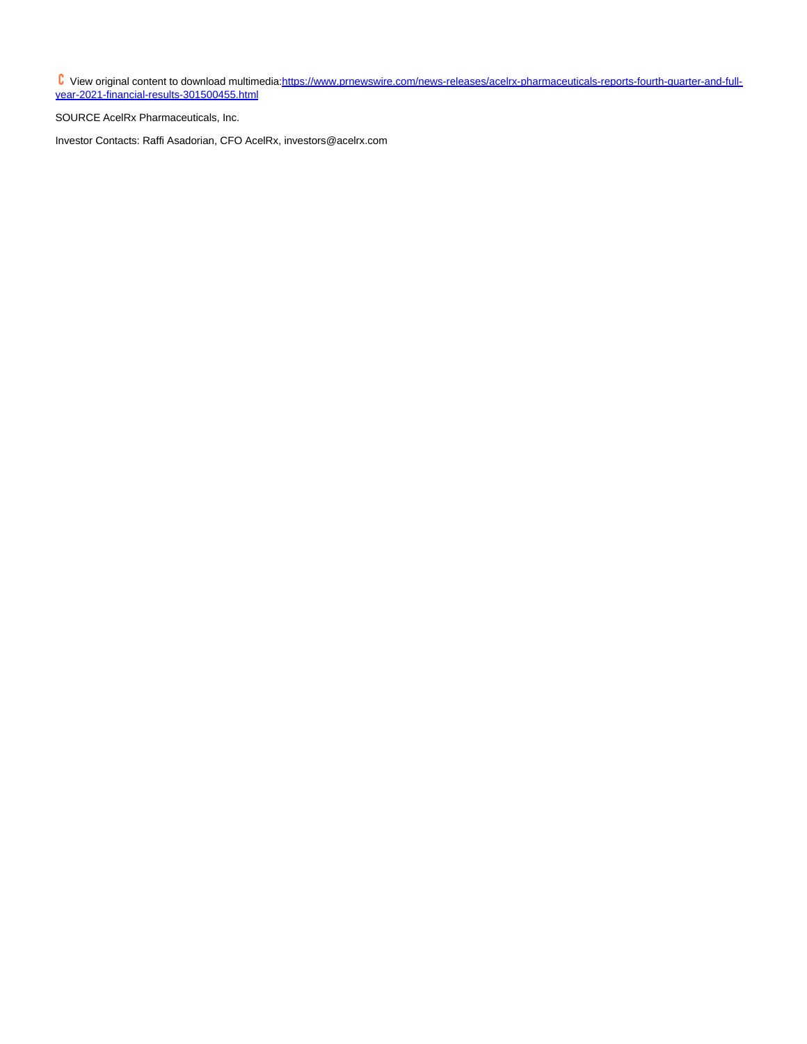View original content to download multimedia:https://www.prnewswire.com/news-releases/acelrx-pharmaceuticals-reports-fourth-quarter-and-full-year-2021-financial-results-301500455.html

SOURCE AcelRx Pharmaceuticals, Inc.

Investor Contacts: Raffi Asadorian, CFO AcelRx, investors@acelrx.com